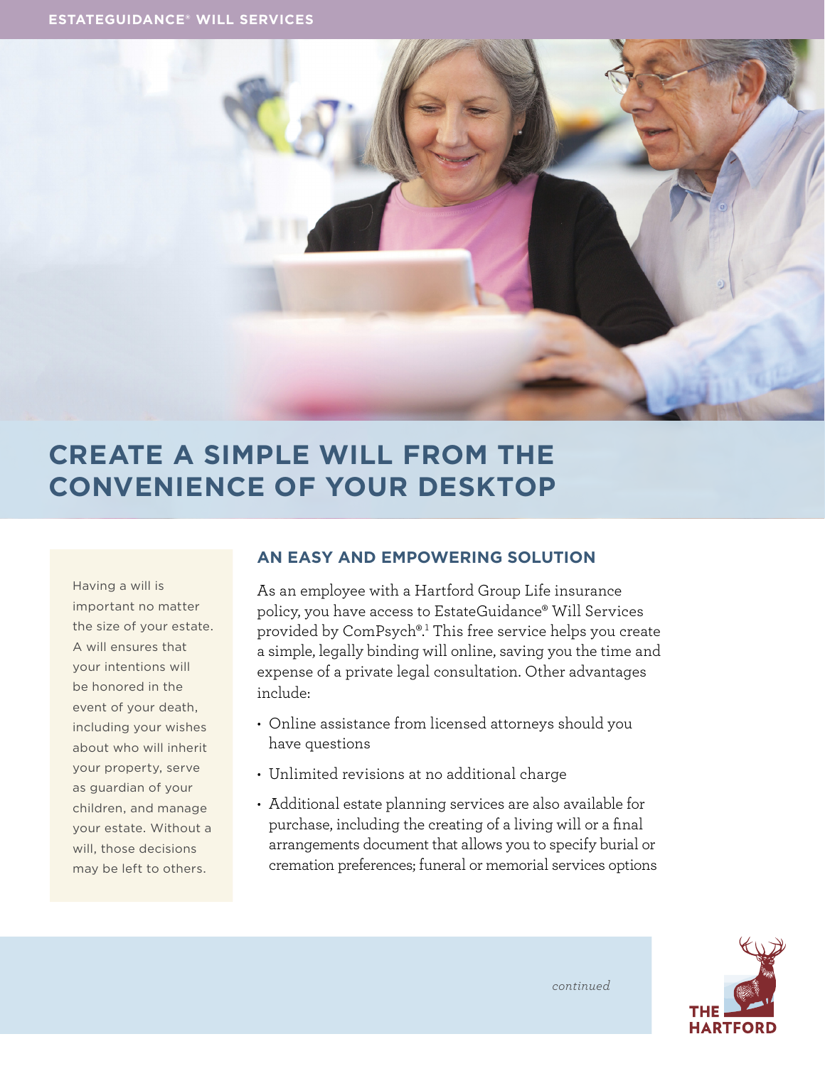ESTATEGUIDANCE® WILL SERVICES

# CREATE A SIMPLE WILL FROM THE CONVENIENCE OF YOUR DESKTOP

Having a will is important no matter the size of your estate. A will ensures that your intentions will be honored in the event of your death, including your wishes about who will inherit your property, serve as guardian of your children, and manage your estate. Without a will, those decisions may be left to others.

## AN EASY AND EMPOWERING SOLUTION

As an employee with a Hartford Group Life insurance policy, you have access to EstateGuidance® Will Services provided by ComPsych®.[1] This free service helps you create a simple, legally binding will online, saving you the time and expense of a private legal consultation. Other advantages include:

- Online assistance from licensed attorneys should you have questions
- Unlimited revisions at no additional charge
- Additional estate planning services are also available for purchase, including the creating of a living will or a final arrangements document that allows you to specify burial or cremation preferences; funeral or memorial services options

*continued*

THE HARTFORD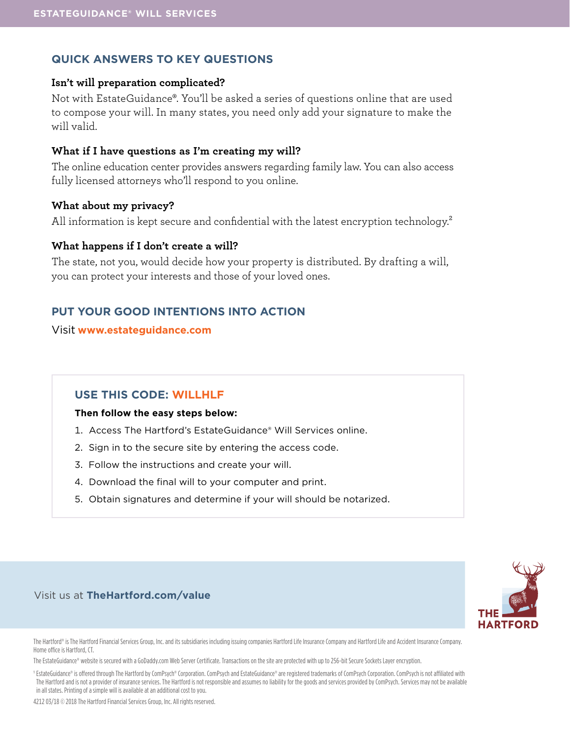## QUICK ANSWERS TO KEY QUESTIONS

**Isn't will preparation complicated?**

Not with EstateGuidance®. You'll be asked a series of questions online that are used to compose your will. In many states, you need only add your signature to make the will valid.

**What if I have questions as I'm creating my will?**

The online education center provides answers regarding family law. You can also access fully licensed attorneys who'll respond to you online.

**What about my privacy?**

All information is kept secure and confidential with the latest encryption technology.[2]

**What happens if I don't create a will?**

The state, not you, would decide how your property is distributed. By drafting a will, you can protect your interests and those of your loved ones.

## PUT YOUR GOOD INTENTIONS INTO ACTION

Visit **www.estateguidance.com**

### USE THIS CODE: WILLHLF

**Then follow the easy steps below:**

1. Access The Hartford's EstateGuidance® Will Services online.
2. Sign in to the secure site by entering the access code.
3. Follow the instructions and create your will.
4. Download the final will to your computer and print.
5. Obtain signatures and determine if your will should be notarized.

Visit us at **TheHartford.com/value**

THE HARTFORD

The Hartford® is The Hartford Financial Services Group, Inc. and its subsidiaries including issuing companies Hartford Life Insurance Company and Hartford Life and Accident Insurance Company. Home office is Hartford, CT.

The EstateGuidance® website is secured with a GoDaddy.com Web Server Certificate. Transactions on the site are protected with up to 256-bit Secure Sockets Layer encryption.

[1] EstateGuidance® is offered through The Hartford by ComPsych® Corporation. ComPsych and EstateGuidance® are registered trademarks of ComPsych Corporation. ComPsych is not affiliated with The Hartford and is not a provider of insurance services. The Hartford is not responsible and assumes no liability for the goods and services provided by ComPsych. Services may not be available in all states. Printing of a simple will is available at an additional cost to you.

4212 03/18 © 2018 The Hartford Financial Services Group, Inc. All rights reserved.